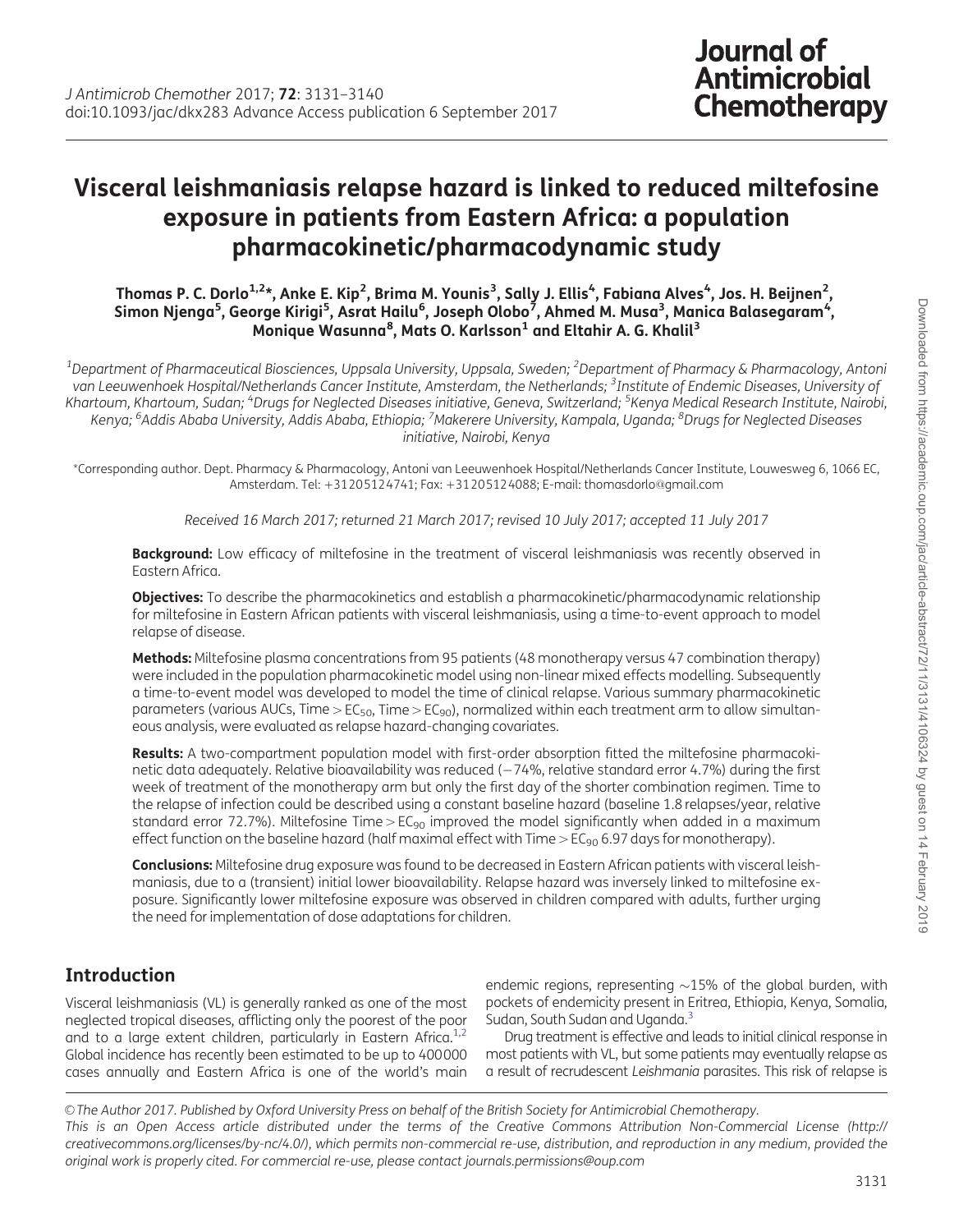# Visceral leishmaniasis relapse hazard is linked to reduced miltefosine exposure in patients from Eastern Africa: a population pharmacokinetic/pharmacodynamic study

**Thomas P. C. Dorlo[1,2]*, Anke E. Kip[2], Brima M. Younis[3], Sally J. Ellis[4], Fabiana Alves[4], Jos. H. Beijnen[2], Simon Njenga[5], George Kirigi[5], Asrat Hailu[6], Joseph Olobo[7], Ahmed M. Musa[3], Manica Balasegaram[4], Monique Wasunna[8], Mats O. Karlsson[1] and Eltahir A. G. Khalil[3]**

[1]*Department of Pharmaceutical Biosciences, Uppsala University, Uppsala, Sweden;* [2]*Department of Pharmacy & Pharmacology, Antoni van Leeuwenhoek Hospital/Netherlands Cancer Institute, Amsterdam, the Netherlands;* [3]*Institute of Endemic Diseases, University of Khartoum, Khartoum, Sudan;* [4]*Drugs for Neglected Diseases initiative, Geneva, Switzerland;* [5]*Kenya Medical Research Institute, Nairobi, Kenya;* [6]*Addis Ababa University, Addis Ababa, Ethiopia;* [7]*Makerere University, Kampala, Uganda;* [8]*Drugs for Neglected Diseases initiative, Nairobi, Kenya*

*Corresponding author. Dept. Pharmacy & Pharmacology, Antoni van Leeuwenhoek Hospital/Netherlands Cancer Institute, Louwesweg 6, 1066 EC, Amsterdam. Tel: +31205124741; Fax: +31205124088; E-mail: thomasdorlo@gmail.com

*Received 16 March 2017; returned 21 March 2017; revised 10 July 2017; accepted 11 July 2017*

**Background:** Low efficacy of miltefosine in the treatment of visceral leishmaniasis was recently observed in Eastern Africa.

**Objectives:** To describe the pharmacokinetics and establish a pharmacokinetic/pharmacodynamic relationship for miltefosine in Eastern African patients with visceral leishmaniasis, using a time-to-event approach to model relapse of disease.

**Methods:** Miltefosine plasma concentrations from 95 patients (48 monotherapy versus 47 combination therapy) were included in the population pharmacokinetic model using non-linear mixed effects modelling. Subsequently a time-to-event model was developed to model the time of clinical relapse. Various summary pharmacokinetic parameters (various AUCs, Time $>$ $EC_{50}$, Time $>$ $EC_{90}$), normalized within each treatment arm to allow simultaneous analysis, were evaluated as relapse hazard-changing covariates.

**Results:** A two-compartment population model with first-order absorption fitted the miltefosine pharmacokinetic data adequately. Relative bioavailability was reduced (−74%, relative standard error 4.7%) during the first week of treatment of the monotherapy arm but only the first day of the shorter combination regimen. Time to the relapse of infection could be described using a constant baseline hazard (baseline 1.8 relapses/year, relative standard error 72.7%). Miltefosine Time $>$ $EC_{90}$ improved the model significantly when added in a maximum effect function on the baseline hazard (half maximal effect with Time $>$ $EC_{90}$ 6.97 days for monotherapy).

**Conclusions:** Miltefosine drug exposure was found to be decreased in Eastern African patients with visceral leishmaniasis, due to a (transient) initial lower bioavailability. Relapse hazard was inversely linked to miltefosine exposure. Significantly lower miltefosine exposure was observed in children compared with adults, further urging the need for implementation of dose adaptations for children.

## Introduction

Visceral leishmaniasis (VL) is generally ranked as one of the most neglected tropical diseases, afflicting only the poorest of the poor and to a large extent children, particularly in Eastern Africa.[1,2] Global incidence has recently been estimated to be up to 400000 cases annually and Eastern Africa is one of the world's main endemic regions, representing ∼15% of the global burden, with pockets of endemicity present in Eritrea, Ethiopia, Kenya, Somalia, Sudan, South Sudan and Uganda.[3]

Drug treatment is effective and leads to initial clinical response in most patients with VL, but some patients may eventually relapse as a result of recrudescent *Leishmania* parasites. This risk of relapse is

© The Author 2017. Published by Oxford University Press on behalf of the British Society for Antimicrobial Chemotherapy.
This is an Open Access article distributed under the terms of the Creative Commons Attribution Non-Commercial License (http://creativecommons.org/licenses/by-nc/4.0/), which permits non-commercial re-use, distribution, and reproduction in any medium, provided the original work is properly cited. For commercial re-use, please contact journals.permissions@oup.com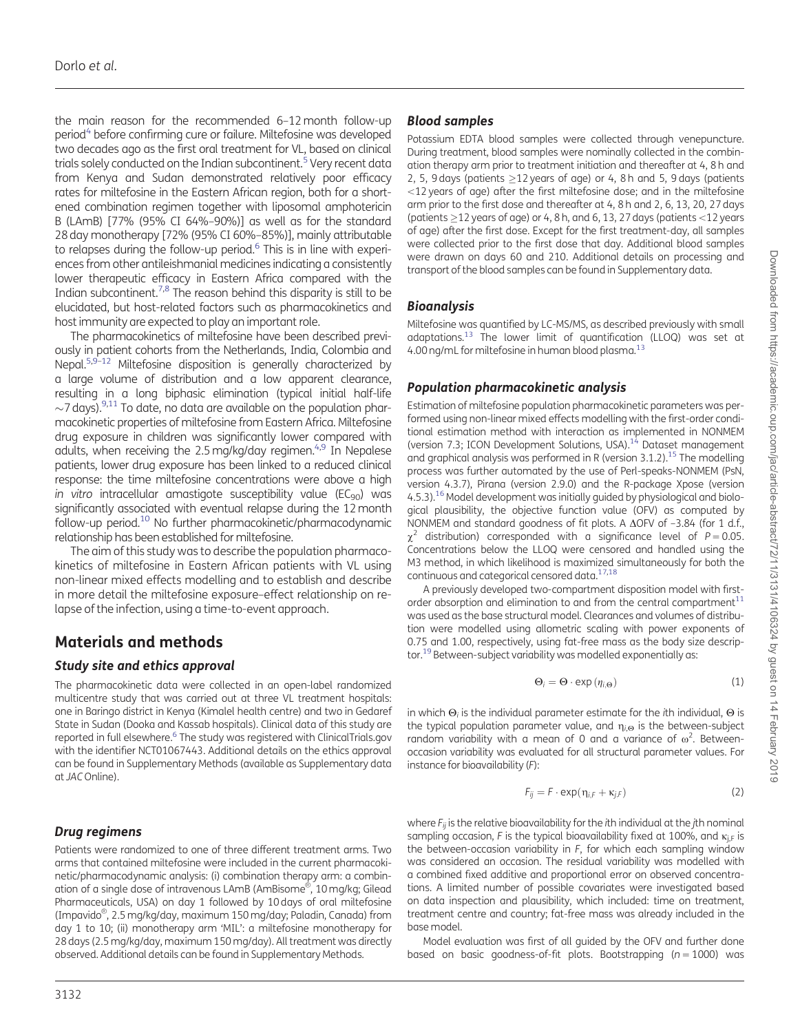the main reason for the recommended 6–12 month follow-up period[4] before confirming cure or failure. Miltefosine was developed two decades ago as the first oral treatment for VL, based on clinical trials solely conducted on the Indian subcontinent.[5] Very recent data from Kenya and Sudan demonstrated relatively poor efficacy rates for miltefosine in the Eastern African region, both for a shortened combination regimen together with liposomal amphotericin B (LAmB) [77% (95% CI 64%–90%)] as well as for the standard 28 day monotherapy [72% (95% CI 60%–85%)], mainly attributable to relapses during the follow-up period.[6] This is in line with experiences from other antileishmanial medicines indicating a consistently lower therapeutic efficacy in Eastern Africa compared with the Indian subcontinent.[7,8] The reason behind this disparity is still to be elucidated, but host-related factors such as pharmacokinetics and host immunity are expected to play an important role.

The pharmacokinetics of miltefosine have been described previously in patient cohorts from the Netherlands, India, Colombia and Nepal.[5,9–12] Miltefosine disposition is generally characterized by a large volume of distribution and a low apparent clearance, resulting in a long biphasic elimination (typical initial half-life ~7 days).[9,11] To date, no data are available on the population pharmacokinetic properties of miltefosine from Eastern Africa. Miltefosine drug exposure in children was significantly lower compared with adults, when receiving the 2.5 mg/kg/day regimen.[4,9] In Nepalese patients, lower drug exposure has been linked to a reduced clinical response: the time miltefosine concentrations were above a high *in vitro* intracellular amastigote susceptibility value ($EC_{90}$) was significantly associated with eventual relapse during the 12 month follow-up period.[10] No further pharmacokinetic/pharmacodynamic relationship has been established for miltefosine.

The aim of this study was to describe the population pharmacokinetics of miltefosine in Eastern African patients with VL using non-linear mixed effects modelling and to establish and describe in more detail the miltefosine exposure–effect relationship on relapse of the infection, using a time-to-event approach.

## Materials and methods

### Study site and ethics approval

The pharmacokinetic data were collected in an open-label randomized multicentre study that was carried out at three VL treatment hospitals: one in Baringo district in Kenya (Kimalel health centre) and two in Gedaref State in Sudan (Dooka and Kassab hospitals). Clinical data of this study are reported in full elsewhere.[6] The study was registered with ClinicalTrials.gov with the identifier NCT01067443. Additional details on the ethics approval can be found in Supplementary Methods (available as Supplementary data at *JAC* Online).

### Drug regimens

Patients were randomized to one of three different treatment arms. Two arms that contained miltefosine were included in the current pharmacokinetic/pharmacodynamic analysis: (i) combination therapy arm: a combination of a single dose of intravenous LAmB (AmBisome®, 10 mg/kg; Gilead Pharmaceuticals, USA) on day 1 followed by 10 days of oral miltefosine (Impavido®, 2.5 mg/kg/day, maximum 150 mg/day; Paladin, Canada) from day 1 to 10; (ii) monotherapy arm 'MIL': a miltefosine monotherapy for 28 days (2.5 mg/kg/day, maximum 150 mg/day). All treatment was directly observed. Additional details can be found in Supplementary Methods.

### Blood samples

Potassium EDTA blood samples were collected through venepuncture. During treatment, blood samples were nominally collected in the combination therapy arm prior to treatment initiation and thereafter at 4, 8 h and 2, 5, 9 days (patients ≥12 years of age) or 4, 8 h and 5, 9 days (patients <12 years of age) after the first miltefosine dose; and in the miltefosine arm prior to the first dose and thereafter at 4, 8 h and 2, 6, 13, 20, 27 days (patients ≥12 years of age) or 4, 8 h, and 6, 13, 27 days (patients <12 years of age) after the first dose. Except for the first treatment-day, all samples were collected prior to the first dose that day. Additional blood samples were drawn on days 60 and 210. Additional details on processing and transport of the blood samples can be found in Supplementary data.

### Bioanalysis

Miltefosine was quantified by LC-MS/MS, as described previously with small adaptations.[13] The lower limit of quantification (LLOQ) was set at 4.00 ng/mL for miltefosine in human blood plasma.[13]

### Population pharmacokinetic analysis

Estimation of miltefosine population pharmacokinetic parameters was performed using non-linear mixed effects modelling with the first-order conditional estimation method with interaction as implemented in NONMEM (version 7.3; ICON Development Solutions, USA).[14] Dataset management and graphical analysis was performed in R (version 3.1.2).[15] The modelling process was further automated by the use of Perl-speaks-NONMEM (PsN, version 4.3.7), Pirana (version 2.9.0) and the R-package Xpose (version 4.5.3).[16] Model development was initially guided by physiological and biological plausibility, the objective function value (OFV) as computed by NONMEM and standard goodness of fit plots. A ΔOFV of −3.84 (for 1 d.f., $\chi^2$ distribution) corresponded with a significance level of $P = 0.05$. Concentrations below the LLOQ were censored and handled using the M3 method, in which likelihood is maximized simultaneously for both the continuous and categorical censored data.[17,18]

A previously developed two-compartment disposition model with first-order absorption and elimination to and from the central compartment[11] was used as the base structural model. Clearances and volumes of distribution were modelled using allometric scaling with power exponents of 0.75 and 1.00, respectively, using fat-free mass as the body size descriptor.[19] Between-subject variability was modelled exponentially as:

$$\Theta_i = \Theta \cdot \exp(\eta_{i,\Theta}) \tag{1}$$

in which $\Theta_i$ is the individual parameter estimate for the *i*th individual, $\Theta$ is the typical population parameter value, and $\eta_{i,\Theta}$ is the between-subject random variability with a mean of 0 and a variance of $\omega^2$. Between-occasion variability was evaluated for all structural parameter values. For instance for bioavailability ($F$):

$$F_{ij} = F \cdot \exp(\eta_{i,F} + \kappa_{j,F}) \tag{2}$$

where $F_{ij}$ is the relative bioavailability for the *i*th individual at the *j*th nominal sampling occasion, $F$ is the typical bioavailability fixed at 100%, and $\kappa_{j,F}$ is the between-occasion variability in $F$, for which each sampling window was considered an occasion. The residual variability was modelled with a combined fixed additive and proportional error on observed concentrations. A limited number of possible covariates were investigated based on data inspection and plausibility, which included: time on treatment, treatment centre and country; fat-free mass was already included in the base model.

Model evaluation was first of all guided by the OFV and further done based on basic goodness-of-fit plots. Bootstrapping ($n = 1000$) was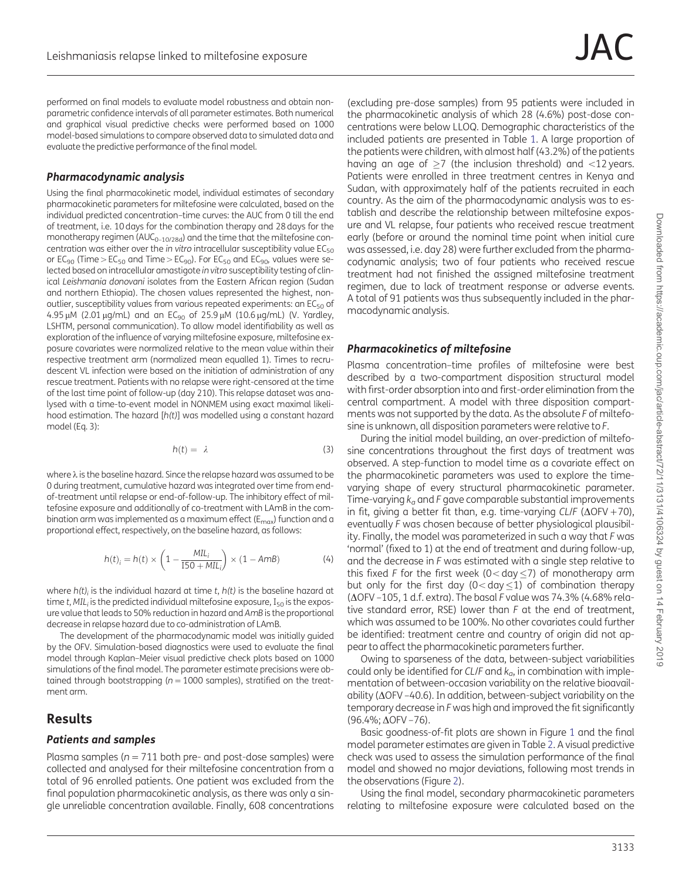performed on final models to evaluate model robustness and obtain non-parametric confidence intervals of all parameter estimates. Both numerical and graphical visual predictive checks were performed based on 1000 model-based simulations to compare observed data to simulated data and evaluate the predictive performance of the final model.

### *Pharmacodynamic analysis*

Using the final pharmacokinetic model, individual estimates of secondary pharmacokinetic parameters for miltefosine were calculated, based on the individual predicted concentration–time curves: the AUC from 0 till the end of treatment, i.e. 10 days for the combination therapy and 28 days for the monotherapy regimen ($AUC_{0-10/28d}$) and the time that the miltefosine concentration was either over the *in vitro* intracellular susceptibility value $EC_{50}$ or $EC_{90}$ (Time $>$ $EC_{50}$ and Time $>$ $EC_{90}$). For $EC_{50}$ and $EC_{90}$, values were selected based on intracellular amastigote *in vitro* susceptibility testing of clinical *Leishmania donovani* isolates from the Eastern African region (Sudan and northern Ethiopia). The chosen values represented the highest, non-outlier, susceptibility values from various repeated experiments: an $EC_{50}$ of 4.95 μM (2.01 μg/mL) and an $EC_{90}$ of 25.9 μM (10.6 μg/mL) (V. Yardley, LSHTM, personal communication). To allow model identifiability as well as exploration of the influence of varying miltefosine exposure, miltefosine exposure covariates were normalized relative to the mean value within their respective treatment arm (normalized mean equalled 1). Times to recrudescent VL infection were based on the initiation of administration of any rescue treatment. Patients with no relapse were right-censored at the time of the last time point of follow-up (day 210). This relapse dataset was analysed with a time-to-event model in NONMEM using exact maximal likelihood estimation. The hazard [$h(t)$] was modelled using a constant hazard model (Eq. 3):

$$h(t) = \lambda \tag{3}$$

where λ is the baseline hazard. Since the relapse hazard was assumed to be 0 during treatment, cumulative hazard was integrated over time from end-of-treatment until relapse or end-of-follow-up. The inhibitory effect of miltefosine exposure and additionally of co-treatment with LAmB in the combination arm was implemented as a maximum effect ($E_{max}$) function and a proportional effect, respectively, on the baseline hazard, as follows:

$$h(t)_i = h(t) \times \left(1 - \frac{MIL_i}{I50 + MIL_i}\right) \times (1 - AmB) \tag{4}$$

where $h(t)_i$ is the individual hazard at time $t$, $h(t)$ is the baseline hazard at time $t$, $MIL_i$ is the predicted individual miltefosine exposure, $I_{50}$ is the exposure value that leads to 50% reduction in hazard and $AmB$ is the proportional decrease in relapse hazard due to co-administration of LAmB.

The development of the pharmacodynamic model was initially guided by the OFV. Simulation-based diagnostics were used to evaluate the final model through Kaplan–Meier visual predictive check plots based on 1000 simulations of the final model. The parameter estimate precisions were obtained through bootstrapping ($n = 1000$ samples), stratified on the treatment arm.

## Results

### *Patients and samples*

Plasma samples ($n = 711$ both pre- and post-dose samples) were collected and analysed for their miltefosine concentration from a total of 96 enrolled patients. One patient was excluded from the final population pharmacokinetic analysis, as there was only a single unreliable concentration available. Finally, 608 concentrations (excluding pre-dose samples) from 95 patients were included in the pharmacokinetic analysis of which 28 (4.6%) post-dose concentrations were below LLOQ. Demographic characteristics of the included patients are presented in Table 1. A large proportion of the patients were children, with almost half (43.2%) of the patients having an age of $\geq$7 (the inclusion threshold) and $<$12 years. Patients were enrolled in three treatment centres in Kenya and Sudan, with approximately half of the patients recruited in each country. As the aim of the pharmacodynamic analysis was to establish and describe the relationship between miltefosine exposure and VL relapse, four patients who received rescue treatment early (before or around the nominal time point when initial cure was assessed, i.e. day 28) were further excluded from the pharmacodynamic analysis; two of four patients who received rescue treatment had not finished the assigned miltefosine treatment regimen, due to lack of treatment response or adverse events. A total of 91 patients was thus subsequently included in the pharmacodynamic analysis.

### *Pharmacokinetics of miltefosine*

Plasma concentration–time profiles of miltefosine were best described by a two-compartment disposition structural model with first-order absorption into and first-order elimination from the central compartment. A model with three disposition compartments was not supported by the data. As the absolute $F$ of miltefosine is unknown, all disposition parameters were relative to $F$.

During the initial model building, an over-prediction of miltefosine concentrations throughout the first days of treatment was observed. A step-function to model time as a covariate effect on the pharmacokinetic parameters was used to explore the time-varying shape of every structural pharmacokinetic parameter. Time-varying $k_a$ and $F$ gave comparable substantial improvements in fit, giving a better fit than, e.g. time-varying $CL/F$ (ΔOFV +70), eventually $F$ was chosen because of better physiological plausibility. Finally, the model was parameterized in such a way that $F$ was 'normal' (fixed to 1) at the end of treatment and during follow-up, and the decrease in $F$ was estimated with a single step relative to this fixed $F$ for the first week ($0 <$ day $\leq 7$) of monotherapy arm but only for the first day ($0 <$ day $\leq 1$) of combination therapy (ΔOFV −105, 1 d.f. extra). The basal $F$ value was 74.3% (4.68% relative standard error, RSE) lower than $F$ at the end of treatment, which was assumed to be 100%. No other covariates could further be identified: treatment centre and country of origin did not appear to affect the pharmacokinetic parameters further.

Owing to sparseness of the data, between-subject variabilities could only be identified for $CL/F$ and $k_a$, in combination with implementation of between-occasion variability on the relative bioavailability (ΔOFV −40.6). In addition, between-subject variability on the temporary decrease in $F$ was high and improved the fit significantly (96.4%; ΔOFV −76).

Basic goodness-of-fit plots are shown in Figure 1 and the final model parameter estimates are given in Table 2. A visual predictive check was used to assess the simulation performance of the final model and showed no major deviations, following most trends in the observations (Figure 2).

Using the final model, secondary pharmacokinetic parameters relating to miltefosine exposure were calculated based on the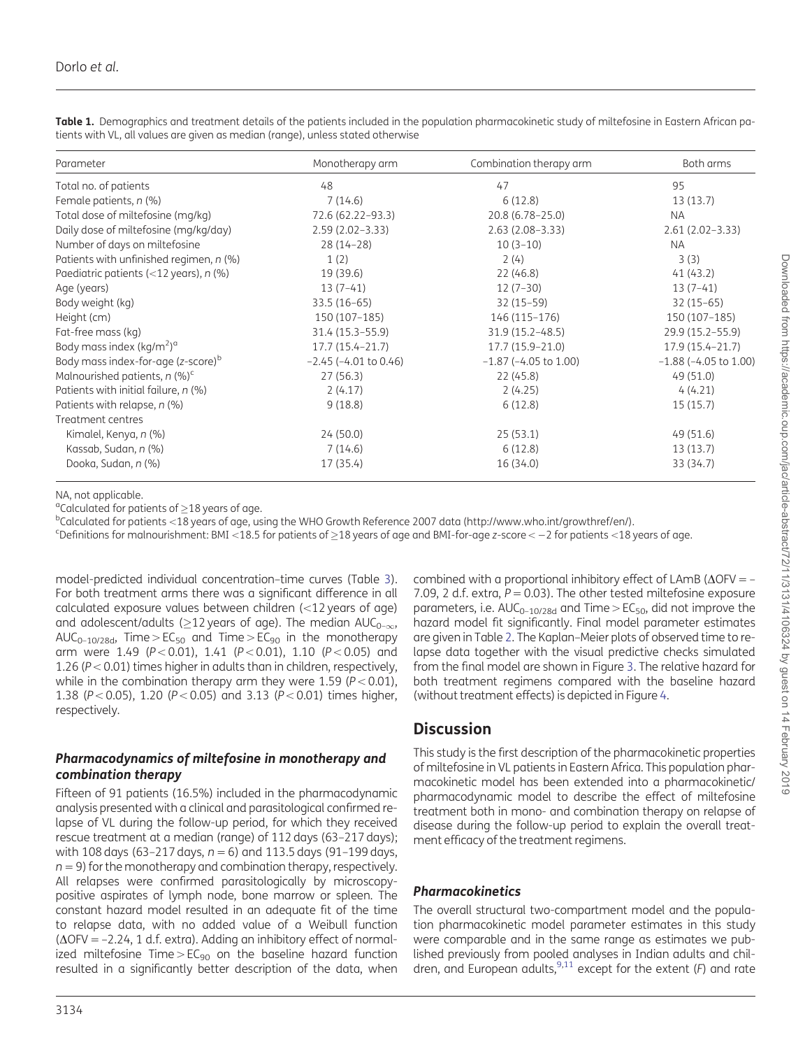**Table 1.** Demographics and treatment details of the patients included in the population pharmacokinetic study of miltefosine in Eastern African patients with VL, all values are given as median (range), unless stated otherwise

| Parameter | Monotherapy arm | Combination therapy arm | Both arms |
|---|---|---|---|
| Total no. of patients | 48 | 47 | 95 |
| Female patients, n (%) | 7 (14.6) | 6 (12.8) | 13 (13.7) |
| Total dose of miltefosine (mg/kg) | 72.6 (62.22–93.3) | 20.8 (6.78–25.0) | NA |
| Daily dose of miltefosine (mg/kg/day) | 2.59 (2.02–3.33) | 2.63 (2.08–3.33) | 2.61 (2.02–3.33) |
| Number of days on miltefosine | 28 (14–28) | 10 (3–10) | NA |
| Patients with unfinished regimen, n (%) | 1 (2) | 2 (4) | 3 (3) |
| Paediatric patients (<12 years), n (%) | 19 (39.6) | 22 (46.8) | 41 (43.2) |
| Age (years) | 13 (7–41) | 12 (7–30) | 13 (7–41) |
| Body weight (kg) | 33.5 (16–65) | 32 (15–59) | 32 (15–65) |
| Height (cm) | 150 (107–185) | 146 (115–176) | 150 (107–185) |
| Fat-free mass (kg) | 31.4 (15.3–55.9) | 31.9 (15.2–48.5) | 29.9 (15.2–55.9) |
| Body mass index ($kg/m^2$)[a] | 17.7 (15.4–21.7) | 17.7 (15.9–21.0) | 17.9 (15.4–21.7) |
| Body mass index-for-age (z-score)[b] | −2.45 (−4.01 to 0.46) | −1.87 (−4.05 to 1.00) | −1.88 (−4.05 to 1.00) |
| Malnourished patients, n (%)[c] | 27 (56.3) | 22 (45.8) | 49 (51.0) |
| Patients with initial failure, n (%) | 2 (4.17) | 2 (4.25) | 4 (4.21) |
| Patients with relapse, n (%) | 9 (18.8) | 6 (12.8) | 15 (15.7) |
| Treatment centres | | | |
| Kimalel, Kenya, n (%) | 24 (50.0) | 25 (53.1) | 49 (51.6) |
| Kassab, Sudan, n (%) | 7 (14.6) | 6 (12.8) | 13 (13.7) |
| Dooka, Sudan, n (%) | 17 (35.4) | 16 (34.0) | 33 (34.7) |

NA, not applicable.
[a]Calculated for patients of ≥18 years of age.
[b]Calculated for patients <18 years of age, using the WHO Growth Reference 2007 data (http://www.who.int/growthref/en/).
[c]Definitions for malnourishment: BMI <18.5 for patients of ≥18 years of age and BMI-for-age z-score < −2 for patients <18 years of age.

model-predicted individual concentration–time curves (Table 3). For both treatment arms there was a significant difference in all calculated exposure values between children (<12 years of age) and adolescent/adults (≥12 years of age). The median $AUC_{0-\infty}$, $AUC_{0-10/28d}$, Time > $EC_{50}$ and Time > $EC_{90}$ in the monotherapy arm were 1.49 ($P < 0.01$), 1.41 ($P < 0.01$), 1.10 ($P < 0.05$) and 1.26 ($P < 0.01$) times higher in adults than in children, respectively, while in the combination therapy arm they were 1.59 ($P < 0.01$), 1.38 ($P < 0.05$), 1.20 ($P < 0.05$) and 3.13 ($P < 0.01$) times higher, respectively.

### Pharmacodynamics of miltefosine in monotherapy and combination therapy

Fifteen of 91 patients (16.5%) included in the pharmacodynamic analysis presented with a clinical and parasitological confirmed relapse of VL during the follow-up period, for which they received rescue treatment at a median (range) of 112 days (63–217 days); with 108 days (63–217 days, $n = 6$) and 113.5 days (91–199 days, $n = 9$) for the monotherapy and combination therapy, respectively. All relapses were confirmed parasitologically by microscopy-positive aspirates of lymph node, bone marrow or spleen. The constant hazard model resulted in an adequate fit of the time to relapse data, with no added value of a Weibull function ($\Delta$OFV = −2.24, 1 d.f. extra). Adding an inhibitory effect of normalized miltefosine Time > $EC_{90}$ on the baseline hazard function resulted in a significantly better description of the data, when combined with a proportional inhibitory effect of LAmB ($\Delta$OFV = −7.09, 2 d.f. extra, $P = 0.03$). The other tested miltefosine exposure parameters, i.e. $AUC_{0-10/28d}$ and Time > $EC_{50}$, did not improve the hazard model fit significantly. Final model parameter estimates are given in Table 2. The Kaplan–Meier plots of observed time to relapse data together with the visual predictive checks simulated from the final model are shown in Figure 3. The relative hazard for both treatment regimens compared with the baseline hazard (without treatment effects) is depicted in Figure 4.

## Discussion

This study is the first description of the pharmacokinetic properties of miltefosine in VL patients in Eastern Africa. This population pharmacokinetic model has been extended into a pharmacokinetic/pharmacodynamic model to describe the effect of miltefosine treatment both in mono- and combination therapy on relapse of disease during the follow-up period to explain the overall treatment efficacy of the treatment regimens.

### Pharmacokinetics

The overall structural two-compartment model and the population pharmacokinetic model parameter estimates in this study were comparable and in the same range as estimates we published previously from pooled analyses in Indian adults and children, and European adults,[9,11] except for the extent (F) and rate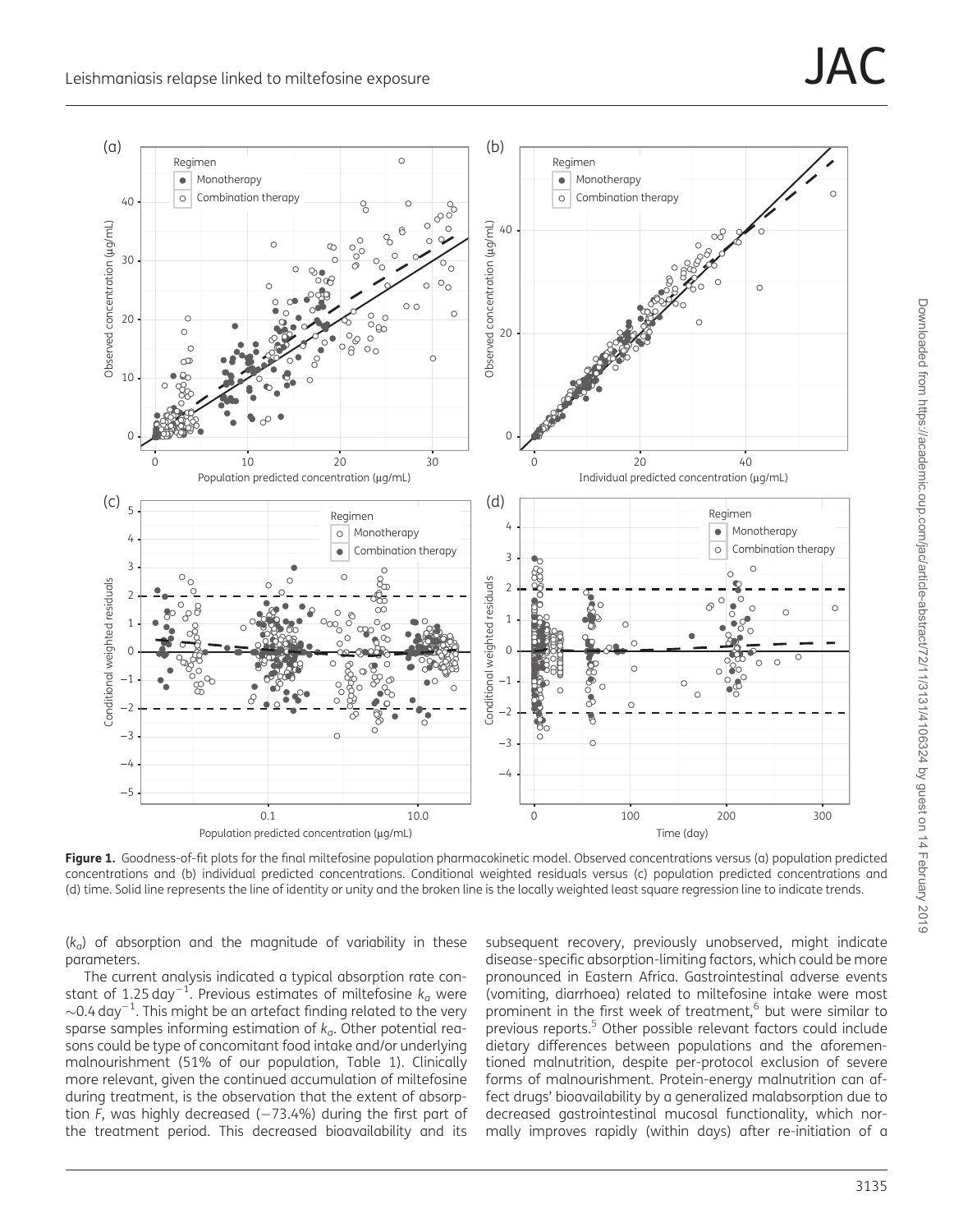**Figure 1.** Goodness-of-fit plots for the final miltefosine population pharmacokinetic model. Observed concentrations versus (a) population predicted concentrations and (b) individual predicted concentrations. Conditional weighted residuals versus (c) population predicted concentrations and (d) time. Solid line represents the line of identity or unity and the broken line is the locally weighted least square regression line to indicate trends.

($k_a$) of absorption and the magnitude of variability in these parameters.

The current analysis indicated a typical absorption rate constant of 1.25 $day^{-1}$. Previous estimates of miltefosine $k_a$ were ~0.4 $day^{-1}$. This might be an artefact finding related to the very sparse samples informing estimation of $k_a$. Other potential reasons could be type of concomitant food intake and/or underlying malnourishment (51% of our population, Table 1). Clinically more relevant, given the continued accumulation of miltefosine during treatment, is the observation that the extent of absorption $F$, was highly decreased (−73.4%) during the first part of the treatment period. This decreased bioavailability and its subsequent recovery, previously unobserved, might indicate disease-specific absorption-limiting factors, which could be more pronounced in Eastern Africa. Gastrointestinal adverse events (vomiting, diarrhoea) related to miltefosine intake were most prominent in the first week of treatment,[6] but were similar to previous reports.[5] Other possible relevant factors could include dietary differences between populations and the aforementioned malnutrition, despite per-protocol exclusion of severe forms of malnourishment. Protein-energy malnutrition can affect drugs' bioavailability by a generalized malabsorption due to decreased gastrointestinal mucosal functionality, which normally improves rapidly (within days) after re-initiation of a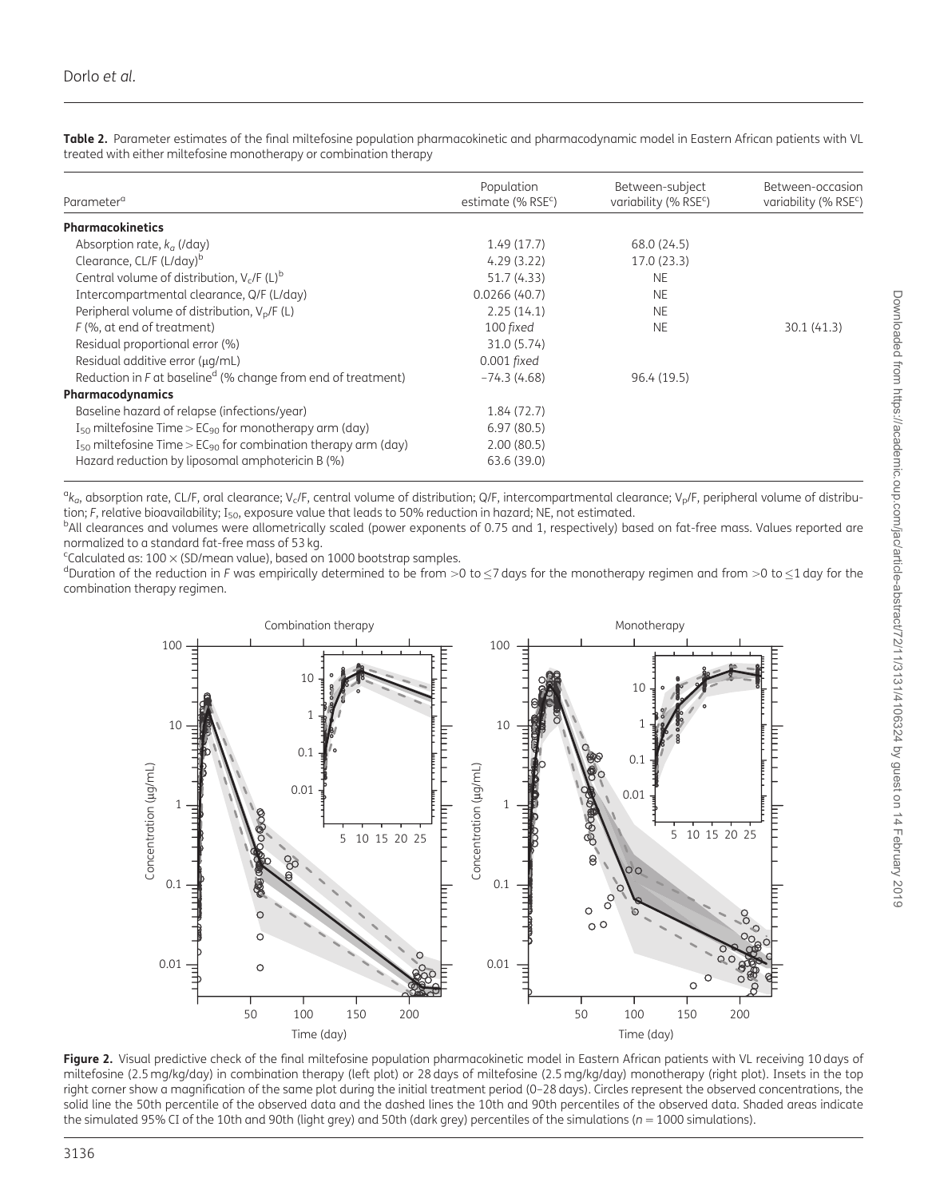**Table 2.** Parameter estimates of the final miltefosine population pharmacokinetic and pharmacodynamic model in Eastern African patients with VL treated with either miltefosine monotherapy or combination therapy

| Parameter[a] | Population estimate (% RSE[c]) | Between-subject variability (% RSE[c]) | Between-occasion variability (% RSE[c]) |
|---|---|---|---|
| **Pharmacokinetics** | | | |
| Absorption rate, $k_a$ (/day) | 1.49 (17.7) | 68.0 (24.5) | |
| Clearance, CL/F (L/day)[b] | 4.29 (3.22) | 17.0 (23.3) | |
| Central volume of distribution, $V_c$/F (L)[b] | 51.7 (4.33) | NE | |
| Intercompartmental clearance, Q/F (L/day) | 0.0266 (40.7) | NE | |
| Peripheral volume of distribution, $V_p$/F (L) | 2.25 (14.1) | NE | |
| F (%, at end of treatment) | 100 *fixed* | NE | 30.1 (41.3) |
| Residual proportional error (%) | 31.0 (5.74) | | |
| Residual additive error (μg/mL) | 0.001 *fixed* | | |
| Reduction in F at baseline[d] (% change from end of treatment) | −74.3 (4.68) | 96.4 (19.5) | |
| **Pharmacodynamics** | | | |
| Baseline hazard of relapse (infections/year) | 1.84 (72.7) | | |
| $I_{50}$ miltefosine Time > $EC_{90}$ for monotherapy arm (day) | 6.97 (80.5) | | |
| $I_{50}$ miltefosine Time > $EC_{90}$ for combination therapy arm (day) | 2.00 (80.5) | | |
| Hazard reduction by liposomal amphotericin B (%) | 63.6 (39.0) | | |

[a] $k_a$, absorption rate, CL/F, oral clearance; $V_c$/F, central volume of distribution; Q/F, intercompartmental clearance; $V_p$/F, peripheral volume of distribution; F, relative bioavailability; $I_{50}$, exposure value that leads to 50% reduction in hazard; NE, not estimated.

[b] All clearances and volumes were allometrically scaled (power exponents of 0.75 and 1, respectively) based on fat-free mass. Values reported are normalized to a standard fat-free mass of 53 kg.

[c] Calculated as: 100 × (SD/mean value), based on 1000 bootstrap samples.

[d] Duration of the reduction in F was empirically determined to be from >0 to ≤7 days for the monotherapy regimen and from >0 to ≤1 day for the combination therapy regimen.

**Figure 2.** Visual predictive check of the final miltefosine population pharmacokinetic model in Eastern African patients with VL receiving 10 days of miltefosine (2.5 mg/kg/day) in combination therapy (left plot) or 28 days of miltefosine (2.5 mg/kg/day) monotherapy (right plot). Insets in the top right corner show a magnification of the same plot during the initial treatment period (0–28 days). Circles represent the observed concentrations, the solid line the 50th percentile of the observed data and the dashed lines the 10th and 90th percentiles of the observed data. Shaded areas indicate the simulated 95% CI of the 10th and 90th (light grey) and 50th (dark grey) percentiles of the simulations (n = 1000 simulations).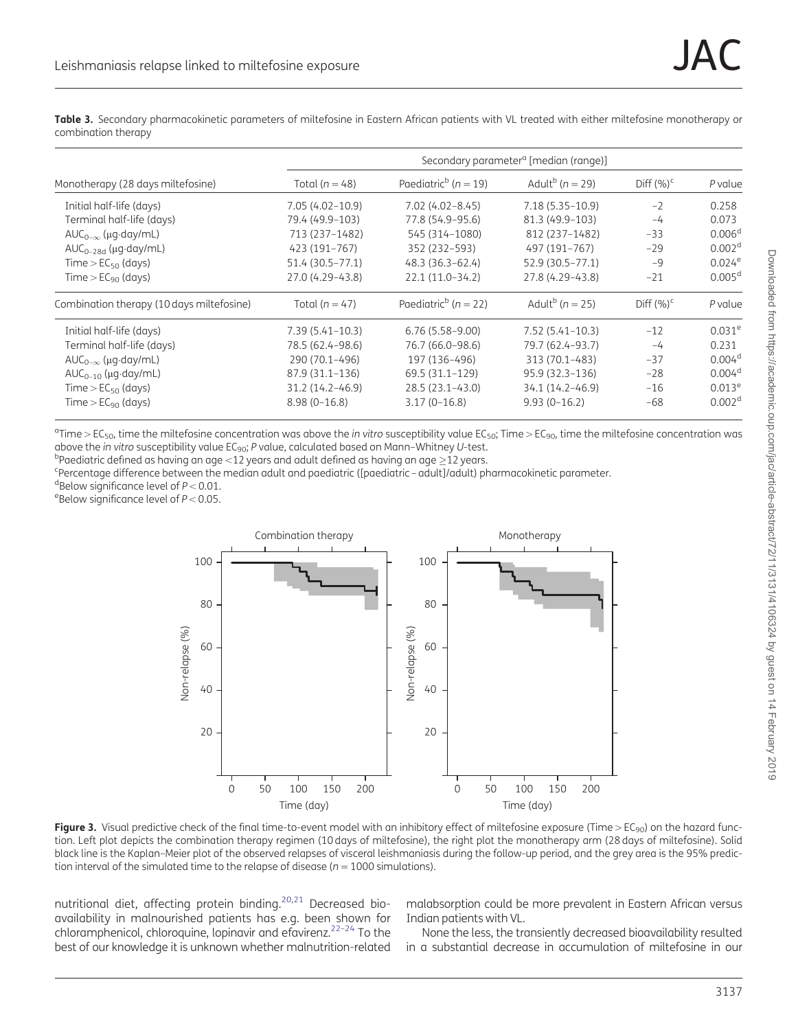**Table 3.** Secondary pharmacokinetic parameters of miltefosine in Eastern African patients with VL treated with either miltefosine monotherapy or combination therapy

| | Secondary parameter[a] [median (range)] | | | | |
|---|---|---|---|---|---|
| Monotherapy (28 days miltefosine) | Total ($n = 48$) | Paediatric[b] ($n = 19$) | Adult[b] ($n = 29$) | Diff (%)[c] | *P* value |
| Initial half-life (days) | 7.05 (4.02–10.9) | 7.02 (4.02–8.45) | 7.18 (5.35–10.9) | −2 | 0.258 |
| Terminal half-life (days) | 79.4 (49.9–103) | 77.8 (54.9–95.6) | 81.3 (49.9–103) | −4 | 0.073 |
| $AUC_{0-\infty}$ (μg·day/mL) | 713 (237–1482) | 545 (314–1080) | 812 (237–1482) | −33 | 0.006[d] |
| $AUC_{0-28d}$ (μg·day/mL) | 423 (191–767) | 352 (232–593) | 497 (191–767) | −29 | 0.002[d] |
| Time > $EC_{50}$ (days) | 51.4 (30.5–77.1) | 48.3 (36.3–62.4) | 52.9 (30.5–77.1) | −9 | 0.024[e] |
| Time > $EC_{90}$ (days) | 27.0 (4.29–43.8) | 22.1 (11.0–34.2) | 27.8 (4.29–43.8) | −21 | 0.005[d] |
| Combination therapy (10 days miltefosine) | Total ($n = 47$) | Paediatric[b] ($n = 22$) | Adult[b] ($n = 25$) | Diff (%)[c] | *P* value |
| Initial half-life (days) | 7.39 (5.41–10.3) | 6.76 (5.58–9.00) | 7.52 (5.41–10.3) | −12 | 0.031[e] |
| Terminal half-life (days) | 78.5 (62.4–98.6) | 76.7 (66.0–98.6) | 79.7 (62.4–93.7) | −4 | 0.231 |
| $AUC_{0-\infty}$ (μg·day/mL) | 290 (70.1–496) | 197 (136–496) | 313 (70.1–483) | −37 | 0.004[d] |
| $AUC_{0-10}$ (μg·day/mL) | 87.9 (31.1–136) | 69.5 (31.1–129) | 95.9 (32.3–136) | −28 | 0.004[d] |
| Time > $EC_{50}$ (days) | 31.2 (14.2–46.9) | 28.5 (23.1–43.0) | 34.1 (14.2–46.9) | −16 | 0.013[e] |
| Time > $EC_{90}$ (days) | 8.98 (0–16.8) | 3.17 (0–16.8) | 9.93 (0–16.2) | −68 | 0.002[d] |

[a]Time > $EC_{50}$, time the miltefosine concentration was above the *in vitro* susceptibility value $EC_{50}$; Time > $EC_{90}$, time the miltefosine concentration was above the *in vitro* susceptibility value $EC_{90}$; *P* value, calculated based on Mann–Whitney *U*-test.
[b]Paediatric defined as having an age <12 years and adult defined as having an age ≥12 years.
[c]Percentage difference between the median adult and paediatric ([paediatric − adult]/adult) pharmacokinetic parameter.
[d]Below significance level of $P < 0.01$.
[e]Below significance level of $P < 0.05$.

**Figure 3.** Visual predictive check of the final time-to-event model with an inhibitory effect of miltefosine exposure (Time > $EC_{90}$) on the hazard function. Left plot depicts the combination therapy regimen (10 days of miltefosine), the right plot the monotherapy arm (28 days of miltefosine). Solid black line is the Kaplan–Meier plot of the observed relapses of visceral leishmaniasis during the follow-up period, and the grey area is the 95% prediction interval of the simulated time to the relapse of disease ($n = 1000$ simulations).

nutritional diet, affecting protein binding.[20,21] Decreased bioavailability in malnourished patients has e.g. been shown for chloramphenicol, chloroquine, lopinavir and efavirenz.[22–24] To the best of our knowledge it is unknown whether malnutrition-related malabsorption could be more prevalent in Eastern African versus Indian patients with VL.

None the less, the transiently decreased bioavailability resulted in a substantial decrease in accumulation of miltefosine in our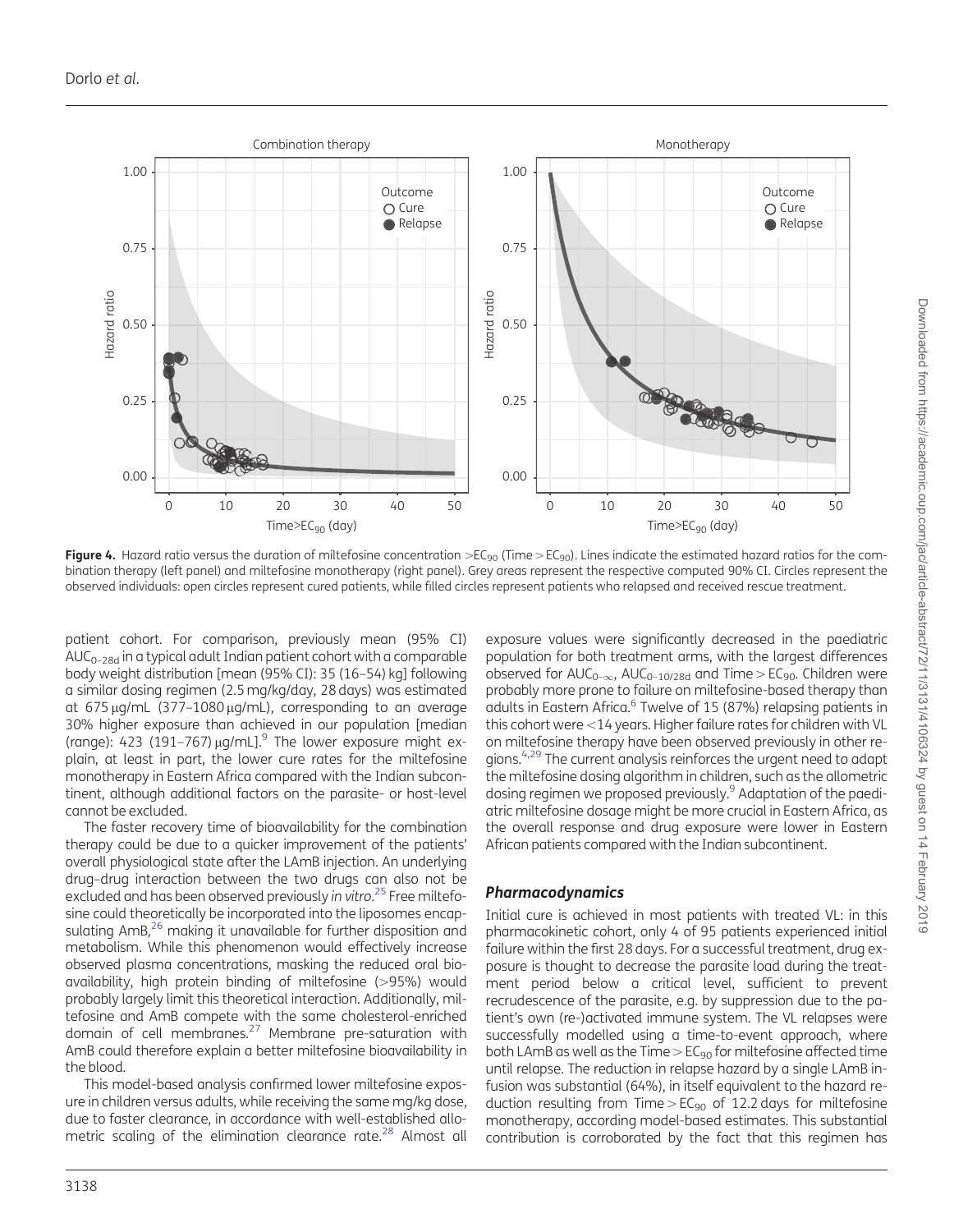**Figure 4.** Hazard ratio versus the duration of miltefosine concentration $>EC_{90}$ (Time $>$ $EC_{90}$). Lines indicate the estimated hazard ratios for the combination therapy (left panel) and miltefosine monotherapy (right panel). Grey areas represent the respective computed 90% CI. Circles represent the observed individuals: open circles represent cured patients, while filled circles represent patients who relapsed and received rescue treatment.

patient cohort. For comparison, previously mean (95% CI) $AUC_{0-28d}$ in a typical adult Indian patient cohort with a comparable body weight distribution [mean (95% CI): 35 (16–54) kg] following a similar dosing regimen (2.5 mg/kg/day, 28 days) was estimated at 675 μg/mL (377–1080 μg/mL), corresponding to an average 30% higher exposure than achieved in our population [median (range): 423 (191–767) μg/mL].[9] The lower exposure might explain, at least in part, the lower cure rates for the miltefosine monotherapy in Eastern Africa compared with the Indian subcontinent, although additional factors on the parasite- or host-level cannot be excluded.

The faster recovery time of bioavailability for the combination therapy could be due to a quicker improvement of the patients' overall physiological state after the LAmB injection. An underlying drug–drug interaction between the two drugs can also not be excluded and has been observed previously *in vitro*.[25] Free miltefosine could theoretically be incorporated into the liposomes encapsulating AmB,[26] making it unavailable for further disposition and metabolism. While this phenomenon would effectively increase observed plasma concentrations, masking the reduced oral bioavailability, high protein binding of miltefosine (>95%) would probably largely limit this theoretical interaction. Additionally, miltefosine and AmB compete with the same cholesterol-enriched domain of cell membranes.[27] Membrane pre-saturation with AmB could therefore explain a better miltefosine bioavailability in the blood.

This model-based analysis confirmed lower miltefosine exposure in children versus adults, while receiving the same mg/kg dose, due to faster clearance, in accordance with well-established allometric scaling of the elimination clearance rate.[28] Almost all exposure values were significantly decreased in the paediatric population for both treatment arms, with the largest differences observed for $AUC_{0-\infty}$, $AUC_{0-10/28d}$ and Time $>$ $EC_{90}$. Children were probably more prone to failure on miltefosine-based therapy than adults in Eastern Africa.[6] Twelve of 15 (87%) relapsing patients in this cohort were <14 years. Higher failure rates for children with VL on miltefosine therapy have been observed previously in other regions.[4,29] The current analysis reinforces the urgent need to adapt the miltefosine dosing algorithm in children, such as the allometric dosing regimen we proposed previously.[9] Adaptation of the paediatric miltefosine dosage might be more crucial in Eastern Africa, as the overall response and drug exposure were lower in Eastern African patients compared with the Indian subcontinent.

### *Pharmacodynamics*

Initial cure is achieved in most patients with treated VL: in this pharmacokinetic cohort, only 4 of 95 patients experienced initial failure within the first 28 days. For a successful treatment, drug exposure is thought to decrease the parasite load during the treatment period below a critical level, sufficient to prevent recrudescence of the parasite, e.g. by suppression due to the patient's own (re-)activated immune system. The VL relapses were successfully modelled using a time-to-event approach, where both LAmB as well as the Time $>$ $EC_{90}$ for miltefosine affected time until relapse. The reduction in relapse hazard by a single LAmB infusion was substantial (64%), in itself equivalent to the hazard reduction resulting from Time $>$ $EC_{90}$ of 12.2 days for miltefosine monotherapy, according model-based estimates. This substantial contribution is corroborated by the fact that this regimen has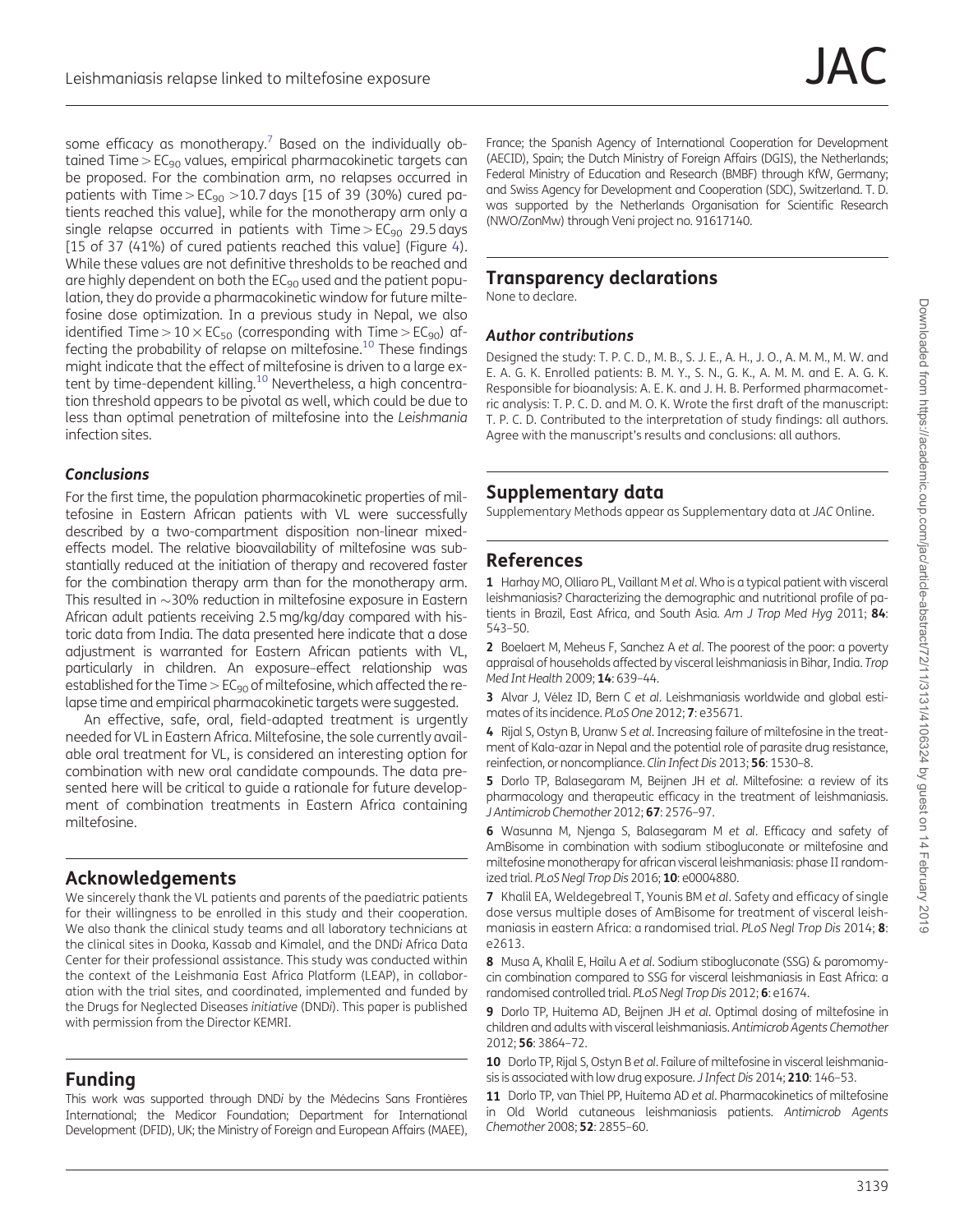some efficacy as monotherapy.[7] Based on the individually obtained Time $> EC_{90}$ values, empirical pharmacokinetic targets can be proposed. For the combination arm, no relapses occurred in patients with Time $> EC_{90}$ >10.7 days [15 of 39 (30%) cured patients reached this value], while for the monotherapy arm only a single relapse occurred in patients with Time $> EC_{90}$ 29.5 days [15 of 37 (41%) of cured patients reached this value] (Figure 4). While these values are not definitive thresholds to be reached and are highly dependent on both the $EC_{90}$ used and the patient population, they do provide a pharmacokinetic window for future miltefosine dose optimization. In a previous study in Nepal, we also identified Time $> 10 \times EC_{50}$ (corresponding with Time $> EC_{90}$) affecting the probability of relapse on miltefosine.[10] These findings might indicate that the effect of miltefosine is driven to a large extent by time-dependent killing.[10] Nevertheless, a high concentration threshold appears to be pivotal as well, which could be due to less than optimal penetration of miltefosine into the *Leishmania* infection sites.

### Conclusions

For the first time, the population pharmacokinetic properties of miltefosine in Eastern African patients with VL were successfully described by a two-compartment disposition non-linear mixed-effects model. The relative bioavailability of miltefosine was substantially reduced at the initiation of therapy and recovered faster for the combination therapy arm than for the monotherapy arm. This resulted in ~30% reduction in miltefosine exposure in Eastern African adult patients receiving 2.5 mg/kg/day compared with historic data from India. The data presented here indicate that a dose adjustment is warranted for Eastern African patients with VL, particularly in children. An exposure–effect relationship was established for the Time $> EC_{90}$ of miltefosine, which affected the relapse time and empirical pharmacokinetic targets were suggested.

An effective, safe, oral, field-adapted treatment is urgently needed for VL in Eastern Africa. Miltefosine, the sole currently available oral treatment for VL, is considered an interesting option for combination with new oral candidate compounds. The data presented here will be critical to guide a rationale for future development of combination treatments in Eastern Africa containing miltefosine.

## Acknowledgements

We sincerely thank the VL patients and parents of the paediatric patients for their willingness to be enrolled in this study and their cooperation. We also thank the clinical study teams and all laboratory technicians at the clinical sites in Dooka, Kassab and Kimalel, and the DND*i* Africa Data Center for their professional assistance. This study was conducted within the context of the Leishmania East Africa Platform (LEAP), in collaboration with the trial sites, and coordinated, implemented and funded by the Drugs for Neglected Diseases *initiative* (DND*i*). This paper is published with permission from the Director KEMRI.

## Funding

This work was supported through DND*i* by the Médecins Sans Frontières International; the Medicor Foundation; Department for International Development (DFID), UK; the Ministry of Foreign and European Affairs (MAEE), France; the Spanish Agency of International Cooperation for Development (AECID), Spain; the Dutch Ministry of Foreign Affairs (DGIS), the Netherlands; Federal Ministry of Education and Research (BMBF) through KfW, Germany; and Swiss Agency for Development and Cooperation (SDC), Switzerland. T. D. was supported by the Netherlands Organisation for Scientific Research (NWO/ZonMw) through Veni project no. 91617140.

## Transparency declarations

None to declare.

### Author contributions

Designed the study: T. P. C. D., M. B., S. J. E., A. H., J. O., A. M. M., M. W. and E. A. G. K. Enrolled patients: B. M. Y., S. N., G. K., A. M. M. and E. A. G. K. Responsible for bioanalysis: A. E. K. and J. H. B. Performed pharmacometric analysis: T. P. C. D. and M. O. K. Wrote the first draft of the manuscript: T. P. C. D. Contributed to the interpretation of study findings: all authors. Agree with the manuscript's results and conclusions: all authors.

## Supplementary data

Supplementary Methods appear as Supplementary data at *JAC* Online.

## References

**1** Harhay MO, Olliaro PL, Vaillant M *et al*. Who is a typical patient with visceral leishmaniasis? Characterizing the demographic and nutritional profile of patients in Brazil, East Africa, and South Asia. *Am J Trop Med Hyg* 2011; **84**: 543–50.

**2** Boelaert M, Meheus F, Sanchez A *et al*. The poorest of the poor: a poverty appraisal of households affected by visceral leishmaniasis in Bihar, India. *Trop Med Int Health* 2009; **14**: 639–44.

**3** Alvar J, Vélez ID, Bern C *et al*. Leishmaniasis worldwide and global estimates of its incidence. *PLoS One* 2012; **7**: e35671.

**4** Rijal S, Ostyn B, Uranw S *et al*. Increasing failure of miltefosine in the treatment of Kala-azar in Nepal and the potential role of parasite drug resistance, reinfection, or noncompliance. *Clin Infect Dis* 2013; **56**: 1530–8.

**5** Dorlo TP, Balasegaram M, Beijnen JH *et al*. Miltefosine: a review of its pharmacology and therapeutic efficacy in the treatment of leishmaniasis. *J Antimicrob Chemother* 2012; **67**: 2576–97.

**6** Wasunna M, Njenga S, Balasegaram M *et al*. Efficacy and safety of AmBisome in combination with sodium stibogluconate or miltefosine and miltefosine monotherapy for african visceral leishmaniasis: phase II randomized trial. *PLoS Negl Trop Dis* 2016; **10**: e0004880.

**7** Khalil EA, Weldegebreal T, Younis BM *et al*. Safety and efficacy of single dose versus multiple doses of AmBisome for treatment of visceral leishmaniasis in eastern Africa: a randomised trial. *PLoS Negl Trop Dis* 2014; **8**: e2613.

**8** Musa A, Khalil E, Hailu A *et al*. Sodium stibogluconate (SSG) & paromomycin combination compared to SSG for visceral leishmaniasis in East Africa: a randomised controlled trial. *PLoS Negl Trop Dis* 2012; **6**: e1674.

**9** Dorlo TP, Huitema AD, Beijnen JH *et al*. Optimal dosing of miltefosine in children and adults with visceral leishmaniasis. *Antimicrob Agents Chemother* 2012; **56**: 3864–72.

**10** Dorlo TP, Rijal S, Ostyn B *et al*. Failure of miltefosine in visceral leishmaniasis is associated with low drug exposure. *J Infect Dis* 2014; **210**: 146–53.

**11** Dorlo TP, van Thiel PP, Huitema AD *et al*. Pharmacokinetics of miltefosine in Old World cutaneous leishmaniasis patients. *Antimicrob Agents Chemother* 2008; **52**: 2855–60.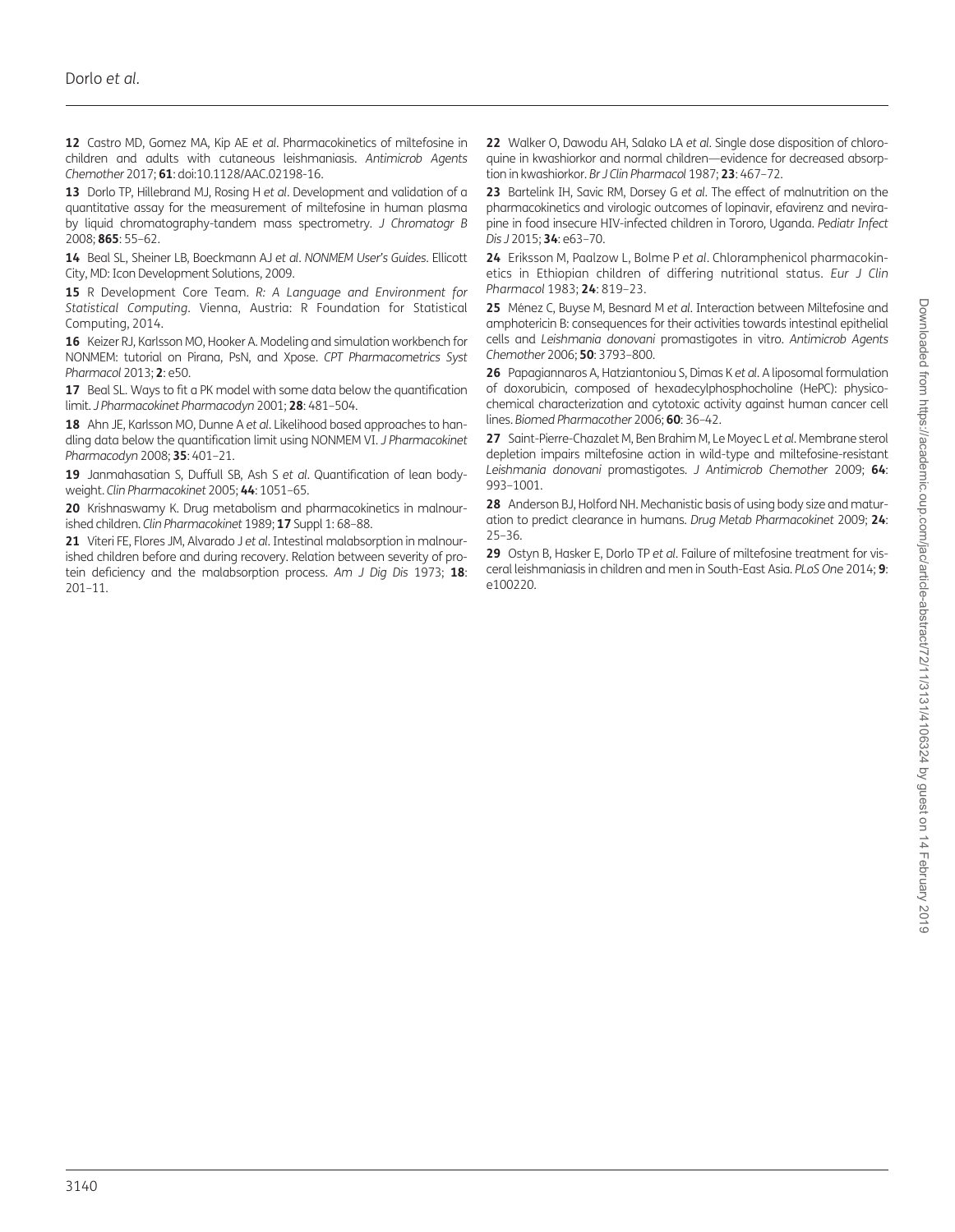12 Castro MD, Gomez MA, Kip AE *et al*. Pharmacokinetics of miltefosine in children and adults with cutaneous leishmaniasis. *Antimicrob Agents Chemother* 2017; **61**: doi:10.1128/AAC.02198-16.

13 Dorlo TP, Hillebrand MJ, Rosing H *et al*. Development and validation of a quantitative assay for the measurement of miltefosine in human plasma by liquid chromatography-tandem mass spectrometry. *J Chromatogr B* 2008; **865**: 55–62.

14 Beal SL, Sheiner LB, Boeckmann AJ *et al*. *NONMEM User's Guides*. Ellicott City, MD: Icon Development Solutions, 2009.

15 R Development Core Team. *R: A Language and Environment for Statistical Computing*. Vienna, Austria: R Foundation for Statistical Computing, 2014.

16 Keizer RJ, Karlsson MO, Hooker A. Modeling and simulation workbench for NONMEM: tutorial on Pirana, PsN, and Xpose. *CPT Pharmacometrics Syst Pharmacol* 2013; **2**: e50.

17 Beal SL. Ways to fit a PK model with some data below the quantification limit. *J Pharmacokinet Pharmacodyn* 2001; **28**: 481–504.

18 Ahn JE, Karlsson MO, Dunne A *et al*. Likelihood based approaches to handling data below the quantification limit using NONMEM VI. *J Pharmacokinet Pharmacodyn* 2008; **35**: 401–21.

19 Janmahasatian S, Duffull SB, Ash S *et al*. Quantification of lean bodyweight. *Clin Pharmacokinet* 2005; **44**: 1051–65.

20 Krishnaswamy K. Drug metabolism and pharmacokinetics in malnourished children. *Clin Pharmacokinet* 1989; **17** Suppl 1: 68–88.

21 Viteri FE, Flores JM, Alvarado J *et al*. Intestinal malabsorption in malnourished children before and during recovery. Relation between severity of protein deficiency and the malabsorption process. *Am J Dig Dis* 1973; **18**: 201–11.

22 Walker O, Dawodu AH, Salako LA *et al*. Single dose disposition of chloroquine in kwashiorkor and normal children—evidence for decreased absorption in kwashiorkor. *Br J Clin Pharmacol* 1987; **23**: 467–72.

23 Bartelink IH, Savic RM, Dorsey G *et al*. The effect of malnutrition on the pharmacokinetics and virologic outcomes of lopinavir, efavirenz and nevirapine in food insecure HIV-infected children in Tororo, Uganda. *Pediatr Infect Dis J* 2015; **34**: e63–70.

24 Eriksson M, Paalzow L, Bolme P *et al*. Chloramphenicol pharmacokinetics in Ethiopian children of differing nutritional status. *Eur J Clin Pharmacol* 1983; **24**: 819–23.

25 Ménez C, Buyse M, Besnard M *et al*. Interaction between Miltefosine and amphotericin B: consequences for their activities towards intestinal epithelial cells and *Leishmania donovani* promastigotes in vitro. *Antimicrob Agents Chemother* 2006; **50**: 3793–800.

26 Papagiannaros A, Hatziantoniou S, Dimas K *et al*. A liposomal formulation of doxorubicin, composed of hexadecylphosphocholine (HePC): physicochemical characterization and cytotoxic activity against human cancer cell lines. *Biomed Pharmacother* 2006; **60**: 36–42.

27 Saint-Pierre-Chazalet M, Ben Brahim M, Le Moyec L *et al*. Membrane sterol depletion impairs miltefosine action in wild-type and miltefosine-resistant *Leishmania donovani* promastigotes. *J Antimicrob Chemother* 2009; **64**: 993–1001.

28 Anderson BJ, Holford NH. Mechanistic basis of using body size and maturation to predict clearance in humans. *Drug Metab Pharmacokinet* 2009; **24**: 25–36.

29 Ostyn B, Hasker E, Dorlo TP *et al*. Failure of miltefosine treatment for visceral leishmaniasis in children and men in South-East Asia. *PLoS One* 2014; **9**: e100220.